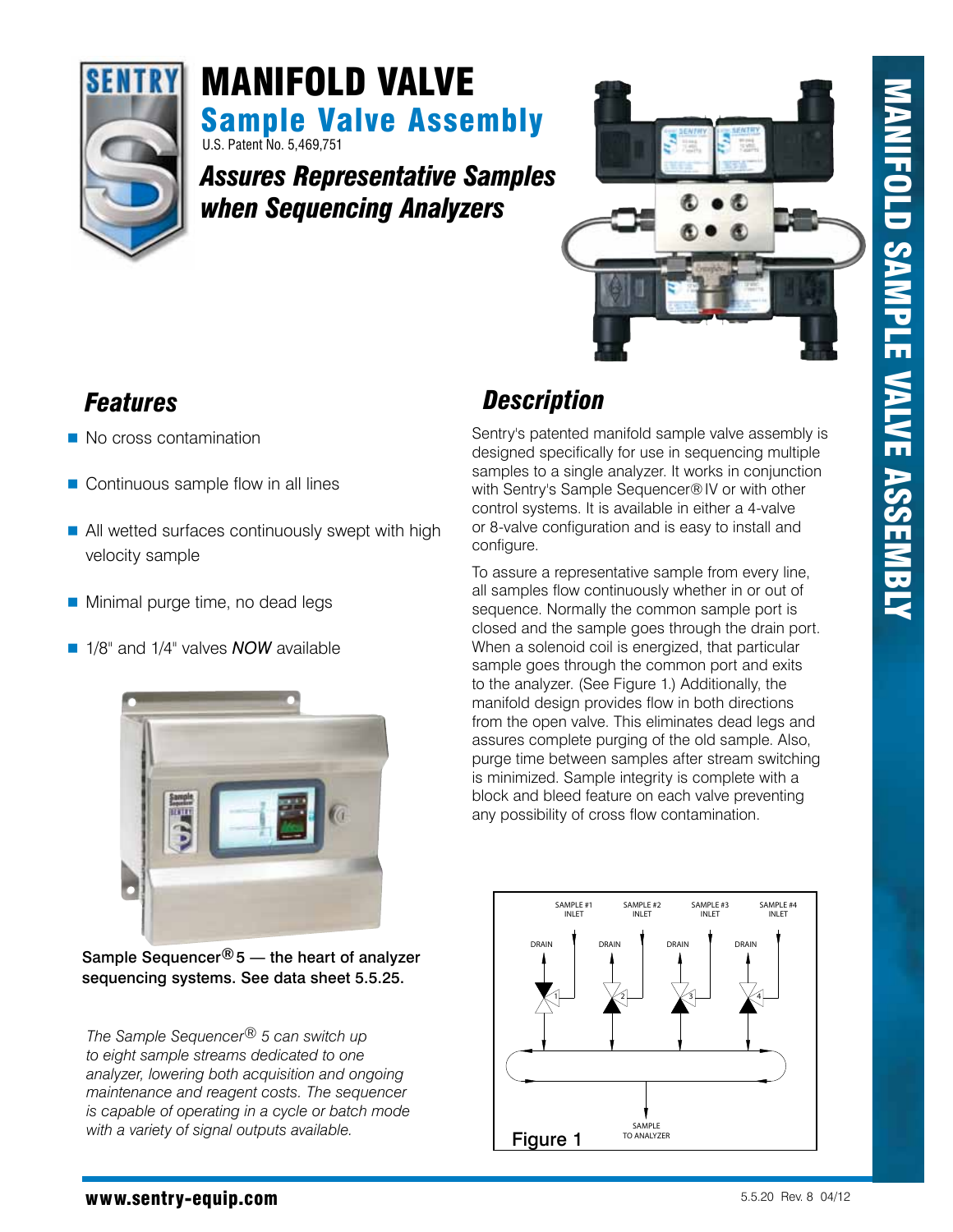# MANIFOLD VALVE

## Sample Valve Assembly

U.S. Patent No. 5,469,751

### *Assures Representative Samples when Sequencing Analyzers*

## *Features*

- No cross contamination
- Continuous sample flow in all lines
- All wetted surfaces continuously swept with high velocity sample
- Minimal purge time, no dead legs
- 1/8" and 1/4" valves *NOW* available

**Sample Sequencer® 5 — the heart of analyzer sequencing systems. See data sheet 5.5.25.**

*The Sample Sequencer® 5 can switch up to eight sample streams dedicated to one analyzer, lowering both acquisition and ongoing maintenance and reagent costs. The sequencer is capable of operating in a cycle or batch mode with a variety of signal outputs available.*

## *Description*

Sentry's patented manifold sample valve assembly is designed specifically for use in sequencing multiple samples to a single analyzer. It works in conjunction with Sentry's Sample Sequencer® IV or with other control systems. It is available in either a 4-valve or 8-valve configuration and is easy to install and configure.

To assure a representative sample from every line, all samples flow continuously whether in or out of sequence. Normally the common sample port is closed and the sample goes through the drain port. When a solenoid coil is energized, that particular sample goes through the common port and exits to the analyzer. (See Figure 1.) Additionally, the manifold design provides flow in both directions from the open valve. This eliminates dead legs and assures complete purging of the old sample. Also, purge time between samples after stream switching is minimized. Sample integrity is complete with a block and bleed feature on each valve preventing any possibility of cross flow contamination.

SAMPLE #1 INLET, SAMPLE #2 INLET, SAMPLE #3 INLET, SAMPLE #4 INLET, DRAIN, DRAIN, DRAIN, DRAIN, SAMPLE TO ANALYZER

Figure 1

**www.sentry-equip.com**

5.5.20 Rev. 8 04/12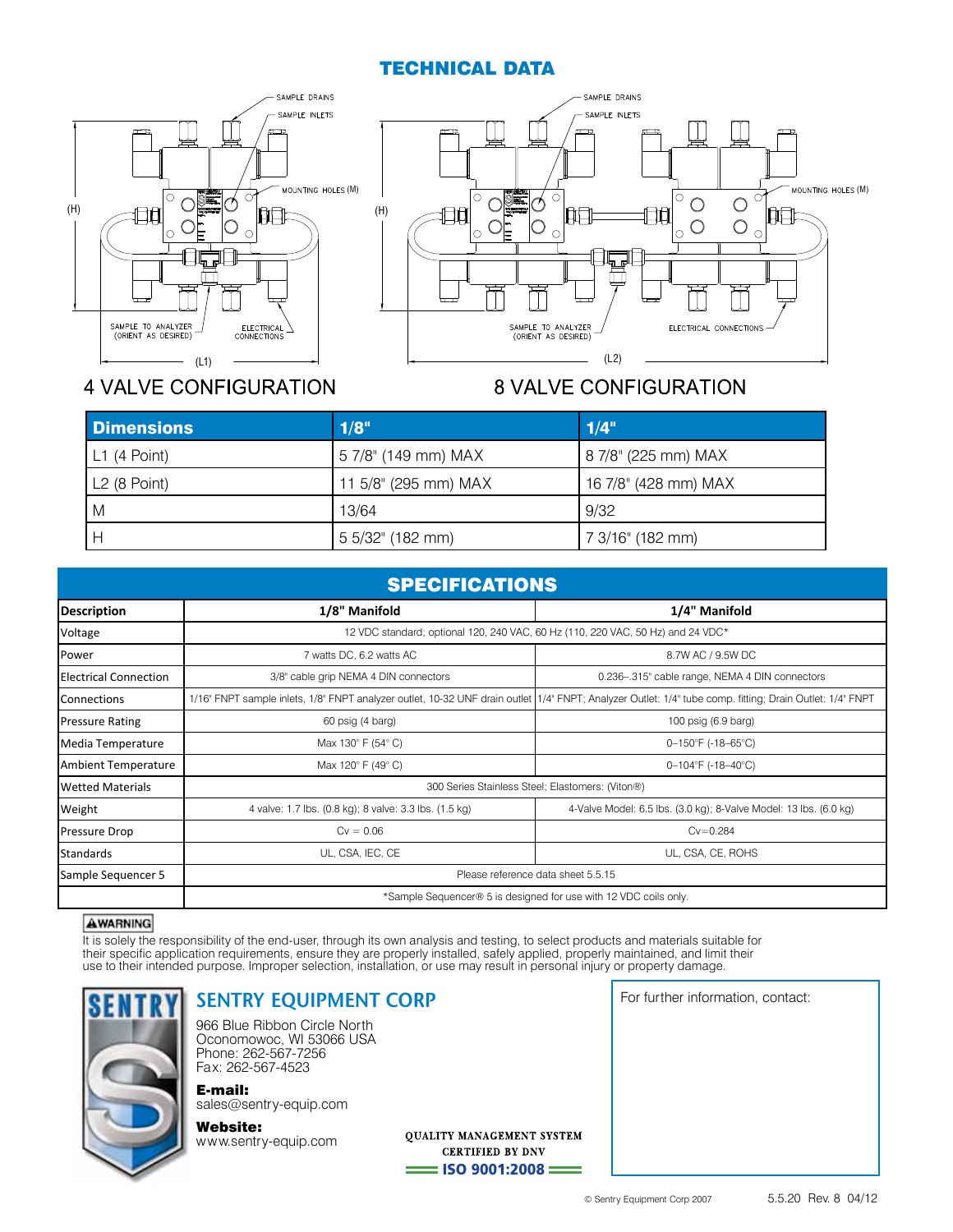# TECHNICAL DATA

SAMPLE DRAINS
SAMPLE INLETS
MOUNTING HOLES (M)
(H)
SAMPLE TO ANALYZER (ORIENT AS DESIRED)
ELECTRICAL CONNECTIONS
(L1)

## 4 VALVE CONFIGURATION

SAMPLE DRAINS
SAMPLE INLETS
MOUNTING HOLES (M)
(H)
SAMPLE TO ANALYZER (ORIENT AS DESIRED)
ELECTRICAL CONNECTIONS
(L2)

## 8 VALVE CONFIGURATION

| Dimensions | 1/8" | 1/4" |
|---|---|---|
| L1 (4 Point) | 5 7/8" (149 mm) MAX | 8 7/8" (225 mm) MAX |
| L2 (8 Point) | 11 5/8" (295 mm) MAX | 16 7/8" (428 mm) MAX |
| M | 13/64 | 9/32 |
| H | 5 5/32" (182 mm) | 7 3/16" (182 mm) |

## SPECIFICATIONS

| Description | 1/8" Manifold | 1/4" Manifold |
|---|---|---|
| Voltage | 12 VDC standard; optional 120, 240 VAC, 60 Hz (110, 220 VAC, 50 Hz) and 24 VDC* | |
| Power | 7 watts DC, 6.2 watts AC | 8.7W AC / 9.5W DC |
| Electrical Connection | 3/8" cable grip NEMA 4 DIN connectors | 0.236–.315" cable range, NEMA 4 DIN connectors |
| Connections | 1/16" FNPT sample inlets, 1/8" FNPT analyzer outlet, 10-32 UNF drain outlet | 1/4" FNPT; Analyzer Outlet: 1/4" tube comp. fitting; Drain Outlet: 1/4" FNPT |
| Pressure Rating | 60 psig (4 barg) | 100 psig (6.9 barg) |
| Media Temperature | Max 130° F (54° C) | 0–150°F (-18–65°C) |
| Ambient Temperature | Max 120° F (49° C) | 0–104°F (-18–40°C) |
| Wetted Materials | 300 Series Stainless Steel; Elastomers: (Viton®) | |
| Weight | 4 valve: 1.7 lbs. (0.8 kg); 8 valve: 3.3 lbs. (1.5 kg) | 4-Valve Model: 6.5 lbs. (3.0 kg); 8-Valve Model: 13 lbs. (6.0 kg) |
| Pressure Drop | Cv = 0.06 | Cv=0.284 |
| Standards | UL, CSA, IEC, CE | UL, CSA, CE, ROHS |
| Sample Sequencer 5 | Please reference data sheet 5.5.15 | |
| | *Sample Sequencer® 5 is designed for use with 12 VDC coils only. | |

**⚠WARNING**

It is solely the responsibility of the end-user, through its own analysis and testing, to select products and materials suitable for their specific application requirements, ensure they are properly installed, safely applied, properly maintained, and limit their use to their intended purpose. Improper selection, installation, or use may result in personal injury or property damage.

## SENTRY EQUIPMENT CORP

966 Blue Ribbon Circle North
Oconomowoc, WI 53066 USA
Phone: 262-567-7256
Fax: 262-567-4523

**E-mail:**
sales@sentry-equip.com

**Website:**
www.sentry-equip.com

QUALITY MANAGEMENT SYSTEM
CERTIFIED BY DNV
**ISO 9001:2008**

For further information, contact:

© Sentry Equipment Corp 2007

5.5.20 Rev. 8 04/12